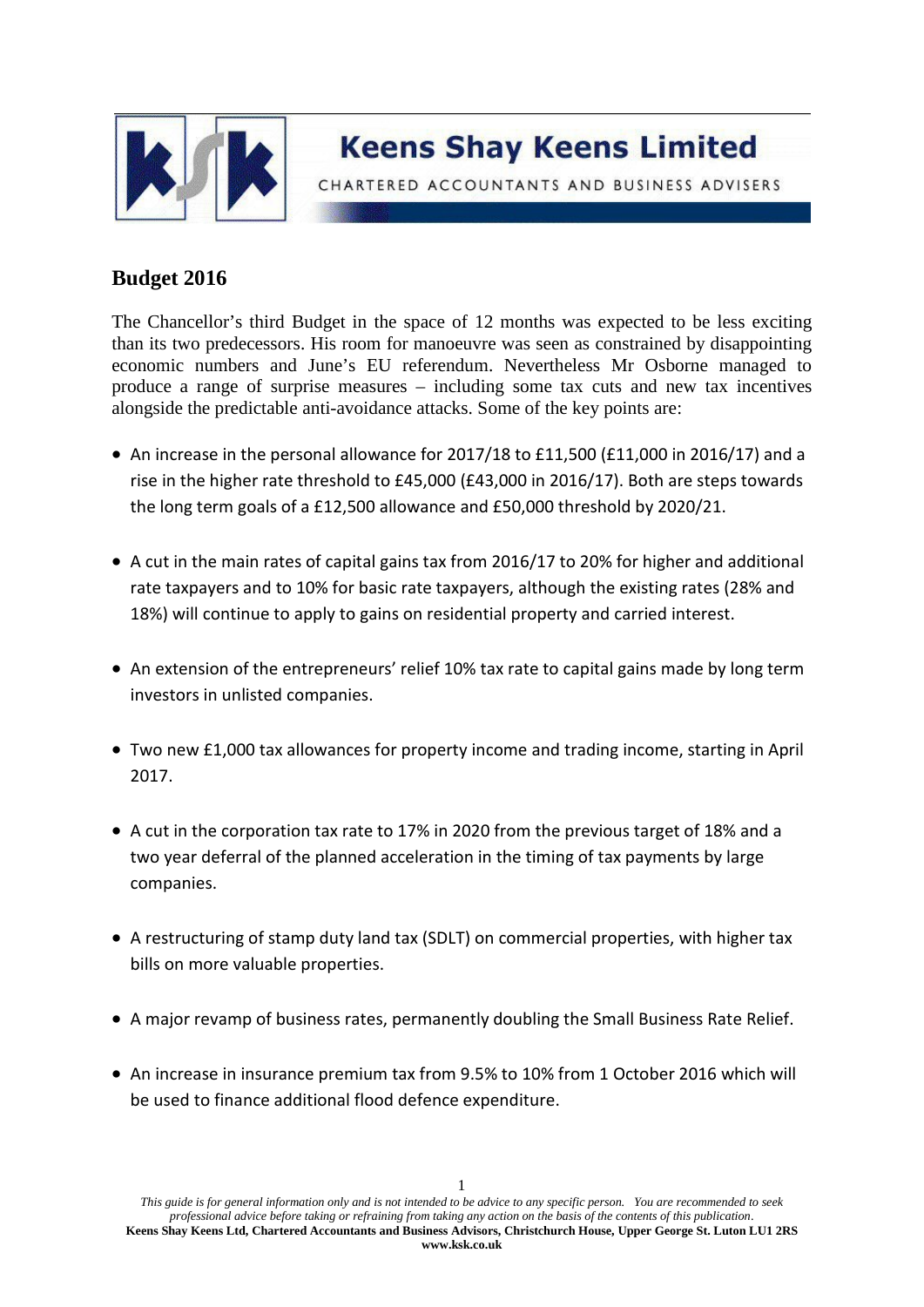Keens Shay Keens Limited

CHARTERED ACCOUNTANTS AND BUSINESS ADVISERS

# Budget 2016

The Chancellor's third Budget in the space of 12 months was expected to be less exciting than its two predecessors. His room for manoeuvre was seen as constrained by disappointing economic numbers and June's EU referendum. Nevertheless Mr Osborne managed to produce a range of surprise measures – including some tax cuts and new tax incentives alongside the predictable anti-avoidance attacks. Some of the key points are:

- An increase in the personal allowance for 2017/18 to £11,500 (£11,000 in 2016/17) and a rise in the higher rate threshold to £45,000 (£43,000 in 2016/17). Both are steps towards the long term goals of a £12,500 allowance and £50,000 threshold by 2020/21.
- A cut in the main rates of capital gains tax from 2016/17 to 20% for higher and additional rate taxpayers and to 10% for basic rate taxpayers, although the existing rates (28% and 18%) will continue to apply to gains on residential property and carried interest.
- An extension of the entrepreneurs' relief 10% tax rate to capital gains made by long term investors in unlisted companies.
- Two new £1,000 tax allowances for property income and trading income, starting in April 2017.
- A cut in the corporation tax rate to 17% in 2020 from the previous target of 18% and a two year deferral of the planned acceleration in the timing of tax payments by large companies.
- A restructuring of stamp duty land tax (SDLT) on commercial properties, with higher tax bills on more valuable properties.
- A major revamp of business rates, permanently doubling the Small Business Rate Relief.
- An increase in insurance premium tax from 9.5% to 10% from 1 October 2016 which will be used to finance additional flood defence expenditure.

*This guide is for general information only and is not intended to be advice to any specific person. You are recommended to seek professional advice before taking or refraining from taking any action on the basis of the contents of this publication.*

**Keens Shay Keens Ltd, Chartered Accountants and Business Advisors, Christchurch House, Upper George St. Luton LU1 2RS**
**www.ksk.co.uk**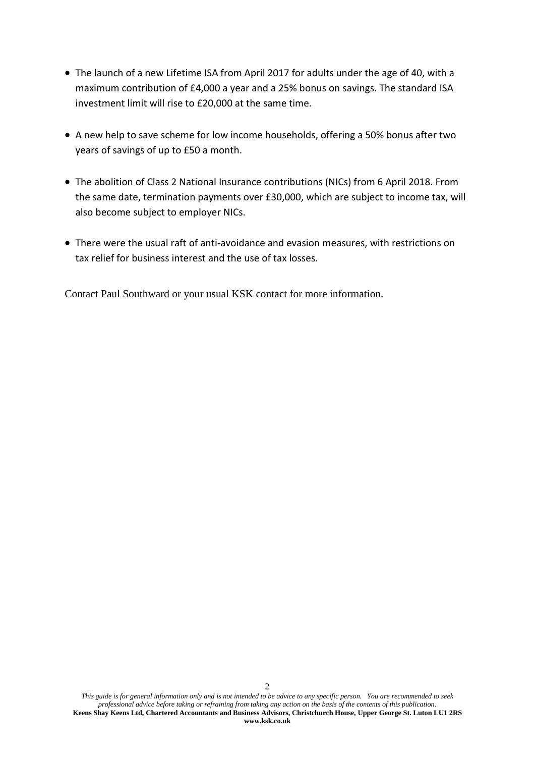- The launch of a new Lifetime ISA from April 2017 for adults under the age of 40, with a maximum contribution of £4,000 a year and a 25% bonus on savings. The standard ISA investment limit will rise to £20,000 at the same time.

- A new help to save scheme for low income households, offering a 50% bonus after two years of savings of up to £50 a month.

- The abolition of Class 2 National Insurance contributions (NICs) from 6 April 2018. From the same date, termination payments over £30,000, which are subject to income tax, will also become subject to employer NICs.

- There were the usual raft of anti-avoidance and evasion measures, with restrictions on tax relief for business interest and the use of tax losses.

Contact Paul Southward or your usual KSK contact for more information.